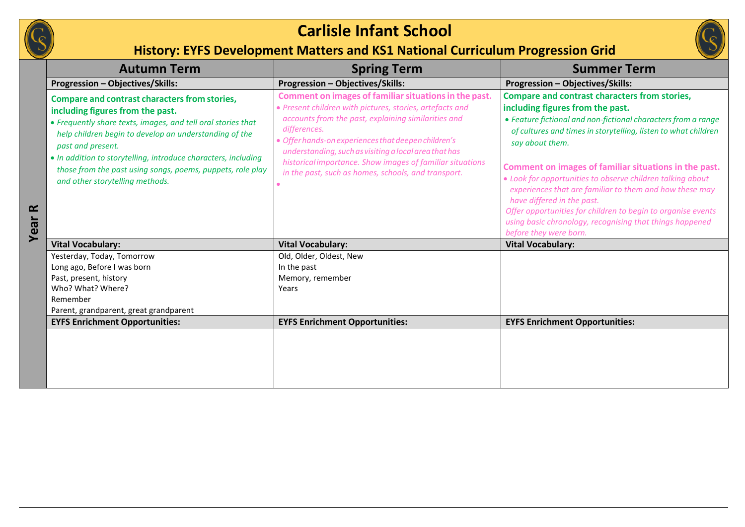# Carlisle Infant School

## History: EYFS Development Matters and KS1 National Curriculum Progression Grid

| | Autumn Term | Spring Term | Summer Term |
|---|---|---|---|
| **Year R** | **Progression – Objectives/Skills:** | **Progression – Objectives/Skills:** | **Progression – Objectives/Skills:** |
| | **Compare and contrast characters from stories, including figures from the past.**<br>• *Frequently share texts, images, and tell oral stories that help children begin to develop an understanding of the past and present.*<br>• *In addition to storytelling, introduce characters, including those from the past using songs, poems, puppets, role play and other storytelling methods.* | **Comment on images of familiar situations in the past.**<br>• *Present children with pictures, stories, artefacts and accounts from the past, explaining similarities and differences.*<br>• *Offer hands-on experiences that deepen children's understanding, such as visiting a local area that has historical importance. Show images of familiar situations in the past, such as homes, schools, and transport.*<br>• | **Compare and contrast characters from stories, including figures from the past.**<br>• *Feature fictional and non-fictional characters from a range of cultures and times in storytelling, listen to what children say about them.*<br><br>**Comment on images of familiar situations in the past.**<br>• *Look for opportunities to observe children talking about experiences that are familiar to them and how these may have differed in the past.*<br>*Offer opportunities for children to begin to organise events using basic chronology, recognising that things happened before they were born.* |
| | **Vital Vocabulary:** | **Vital Vocabulary:** | **Vital Vocabulary:** |
| | Yesterday, Today, Tomorrow<br>Long ago, Before I was born<br>Past, present, history<br>Who? What? Where?<br>Remember<br>Parent, grandparent, great grandparent | Old, Older, Oldest, New<br>In the past<br>Memory, remember<br>Years | |
| | **EYFS Enrichment Opportunities:** | **EYFS Enrichment Opportunities:** | **EYFS Enrichment Opportunities:** |
| | | | |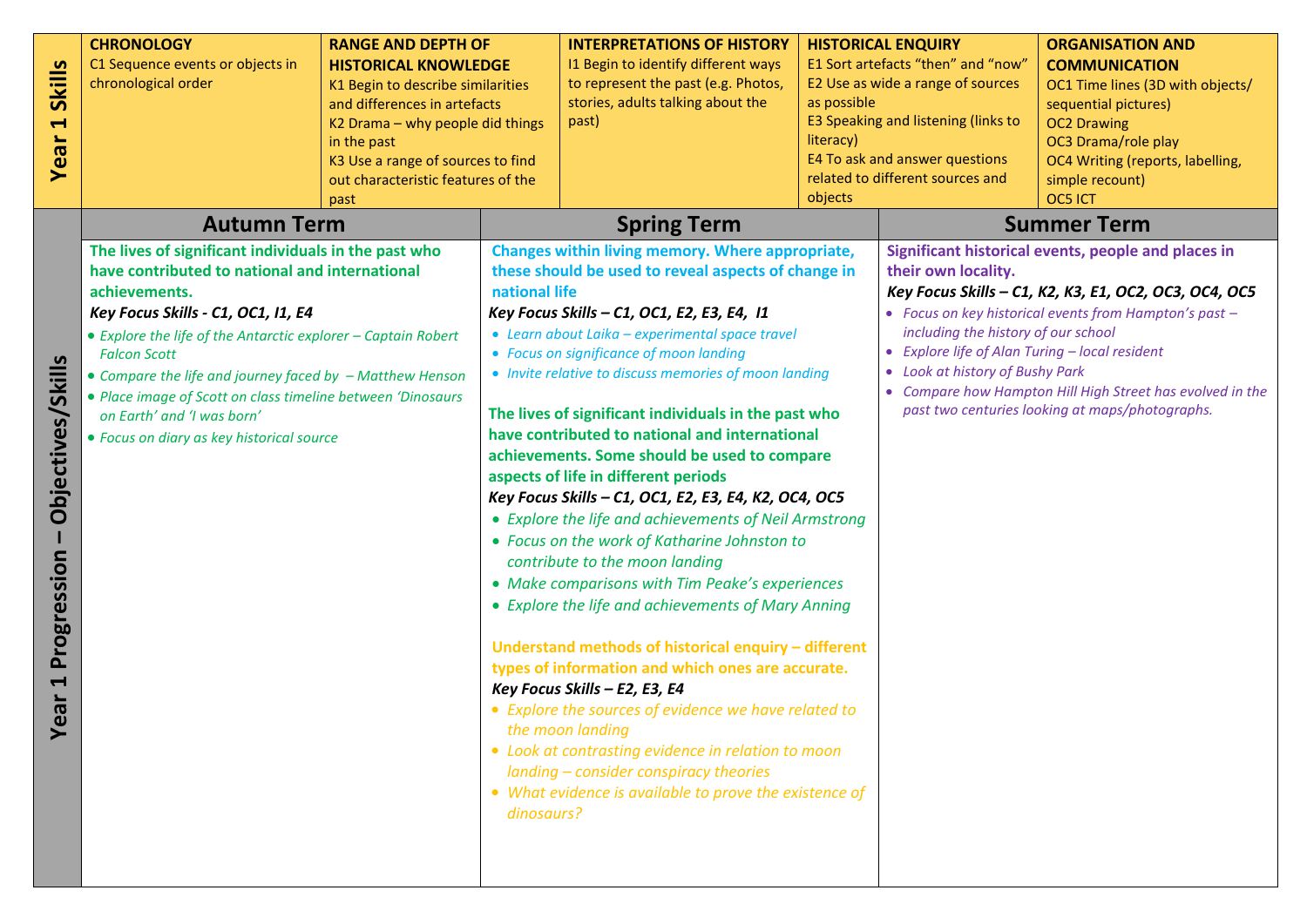| Year 1 Skills | | | | | |
|---|---|---|---|---|---|
| | **CHRONOLOGY**<br>C1 Sequence events or objects in chronological order | **RANGE AND DEPTH OF HISTORICAL KNOWLEDGE**<br>K1 Begin to describe similarities and differences in artefacts<br>K2 Drama – why people did things in the past<br>K3 Use a range of sources to find out characteristic features of the past | **INTERPRETATIONS OF HISTORY**<br>I1 Begin to identify different ways to represent the past (e.g. Photos, stories, adults talking about the past) | **HISTORICAL ENQUIRY**<br>E1 Sort artefacts "then" and "now"<br>E2 Use as wide a range of sources as possible<br>E3 Speaking and listening (links to literacy)<br>E4 To ask and answer questions related to different sources and objects | **ORGANISATION AND COMMUNICATION**<br>OC1 Time lines (3D with objects/ sequential pictures)<br>OC2 Drawing<br>OC3 Drama/role play<br>OC4 Writing (reports, labelling, simple recount)<br>OC5 ICT |

| Year 1 Progression – Objectives/Skills | Autumn Term | Spring Term | Summer Term |
|---|---|---|---|
| | **The lives of significant individuals in the past who have contributed to national and international achievements.**<br>***Key Focus Skills - C1, OC1, I1, E4***<br>• *Explore the life of the Antarctic explorer – Captain Robert Falcon Scott*<br>• *Compare the life and journey faced by – Matthew Henson*<br>• *Place image of Scott on class timeline between 'Dinosaurs on Earth' and 'I was born'*<br>• *Focus on diary as key historical source* | **Changes within living memory. Where appropriate, these should be used to reveal aspects of change in national life**<br>***Key Focus Skills – C1, OC1, E2, E3, E4, I1***<br>• *Learn about Laika – experimental space travel*<br>• *Focus on significance of moon landing*<br>• *Invite relative to discuss memories of moon landing*<br><br>**The lives of significant individuals in the past who have contributed to national and international achievements. Some should be used to compare aspects of life in different periods**<br>***Key Focus Skills – C1, OC1, E2, E3, E4, K2, OC4, OC5***<br>• *Explore the life and achievements of Neil Armstrong*<br>• *Focus on the work of Katharine Johnston to contribute to the moon landing*<br>• *Make comparisons with Tim Peake's experiences*<br>• *Explore the life and achievements of Mary Anning*<br><br>**Understand methods of historical enquiry – different types of information and which ones are accurate.**<br>***Key Focus Skills – E2, E3, E4***<br>• *Explore the sources of evidence we have related to the moon landing*<br>• *Look at contrasting evidence in relation to moon landing – consider conspiracy theories*<br>• *What evidence is available to prove the existence of dinosaurs?* | **Significant historical events, people and places in their own locality.**<br>***Key Focus Skills – C1, K2, K3, E1, OC2, OC3, OC4, OC5***<br>• *Focus on key historical events from Hampton's past – including the history of our school*<br>• *Explore life of Alan Turing – local resident*<br>• *Look at history of Bushy Park*<br>• *Compare how Hampton Hill High Street has evolved in the past two centuries looking at maps/photographs.* |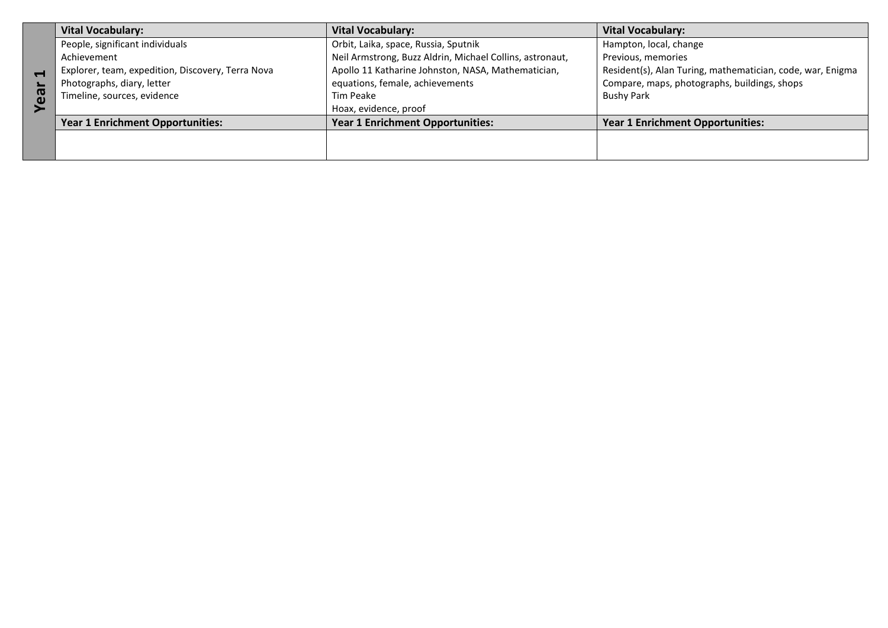| | | | |
|---|---|---|---|
| **Year 1** | **Vital Vocabulary:** | **Vital Vocabulary:** | **Vital Vocabulary:** |
| | People, significant individuals<br>Achievement<br>Explorer, team, expedition, Discovery, Terra Nova<br>Photographs, diary, letter<br>Timeline, sources, evidence | Orbit, Laika, space, Russia, Sputnik<br>Neil Armstrong, Buzz Aldrin, Michael Collins, astronaut,<br>Apollo 11 Katharine Johnston, NASA, Mathematician,<br>equations, female, achievements<br>Tim Peake<br>Hoax, evidence, proof | Hampton, local, change<br>Previous, memories<br>Resident(s), Alan Turing, mathematician, code, war, Enigma<br>Compare, maps, photographs, buildings, shops<br>Bushy Park |
| | **Year 1 Enrichment Opportunities:** | **Year 1 Enrichment Opportunities:** | **Year 1 Enrichment Opportunities:** |
| | | | |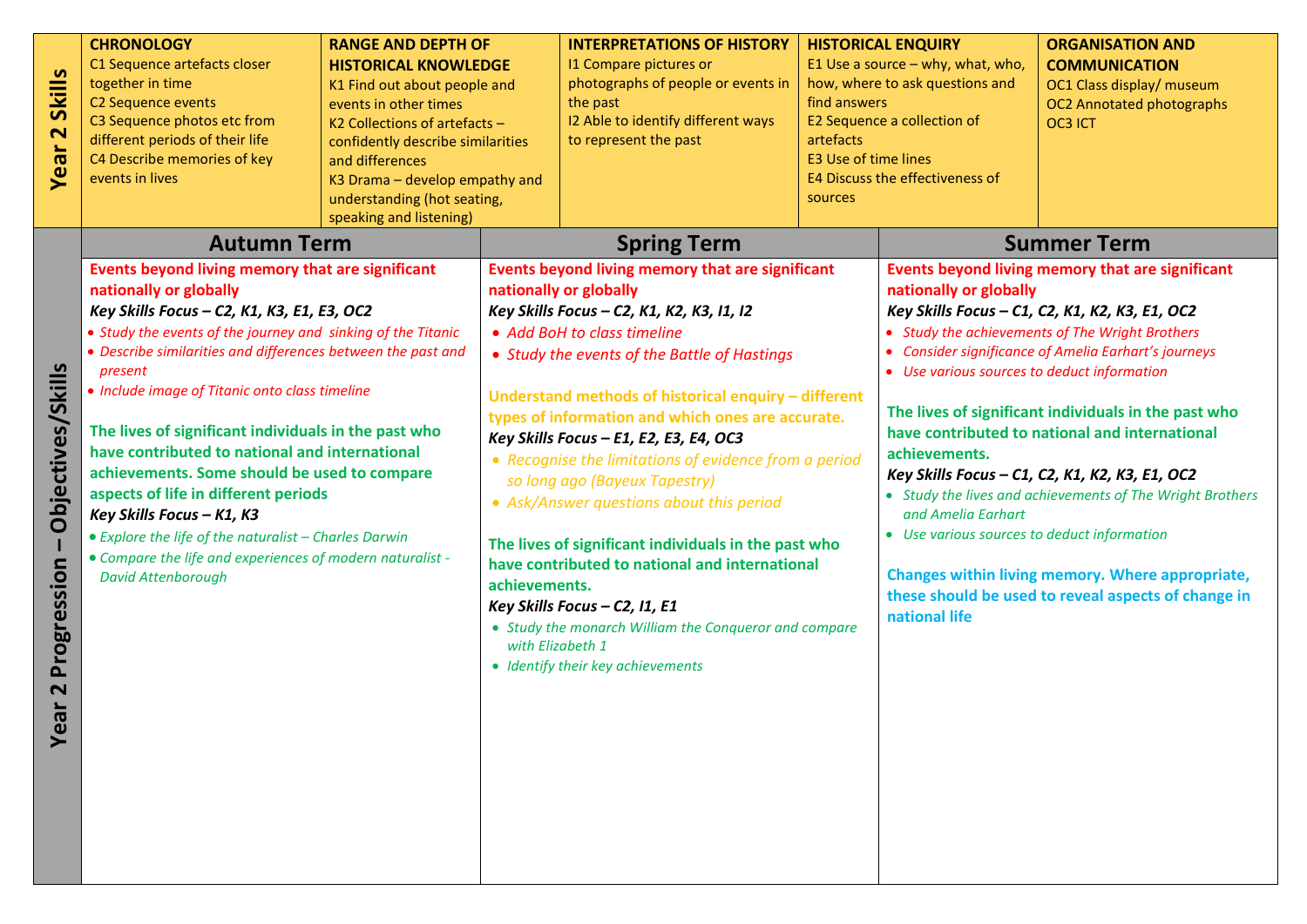| Year 2 Skills | | | | |
|---|---|---|---|---|
| **CHRONOLOGY**<br>C1 Sequence artefacts closer together in time<br>C2 Sequence events<br>C3 Sequence photos etc from different periods of their life<br>C4 Describe memories of key events in lives | **RANGE AND DEPTH OF HISTORICAL KNOWLEDGE**<br>K1 Find out about people and events in other times<br>K2 Collections of artefacts – confidently describe similarities and differences<br>K3 Drama – develop empathy and understanding (hot seating, speaking and listening) | **INTERPRETATIONS OF HISTORY**<br>I1 Compare pictures or photographs of people or events in the past<br>I2 Able to identify different ways to represent the past | **HISTORICAL ENQUIRY**<br>E1 Use a source – why, what, who, how, where to ask questions and find answers<br>E2 Sequence a collection of artefacts<br>E3 Use of time lines<br>E4 Discuss the effectiveness of sources | **ORGANISATION AND COMMUNICATION**<br>OC1 Class display/ museum<br>OC2 Annotated photographs<br>OC3 ICT |

## Year 2 Progression – Objectives/Skills

| Autumn Term | Spring Term | Summer Term |
|---|---|---|
| **Events beyond living memory that are significant nationally or globally**<br>***Key Skills Focus – C2, K1, K3, E1, E3, OC2***<br>• *Study the events of the journey and sinking of the Titanic*<br>• *Describe similarities and differences between the past and present*<br>• *Include image of Titanic onto class timeline*<br><br>**The lives of significant individuals in the past who have contributed to national and international achievements. Some should be used to compare aspects of life in different periods**<br>***Key Skills Focus – K1, K3***<br>• *Explore the life of the naturalist – Charles Darwin*<br>• *Compare the life and experiences of modern naturalist - David Attenborough* | **Events beyond living memory that are significant nationally or globally**<br>***Key Skills Focus – C2, K1, K2, K3, I1, I2***<br>• *Add BoH to class timeline*<br>• *Study the events of the Battle of Hastings*<br><br>**Understand methods of historical enquiry – different types of information and which ones are accurate.**<br>***Key Skills Focus – E1, E2, E3, E4, OC3***<br>• *Recognise the limitations of evidence from a period so long ago (Bayeux Tapestry)*<br>• *Ask/Answer questions about this period*<br><br>**The lives of significant individuals in the past who have contributed to national and international achievements.**<br>***Key Skills Focus – C2, I1, E1***<br>• *Study the monarch William the Conqueror and compare with Elizabeth 1*<br>• *Identify their key achievements* | **Events beyond living memory that are significant nationally or globally**<br>***Key Skills Focus – C1, C2, K1, K2, K3, E1, OC2***<br>• *Study the achievements of The Wright Brothers*<br>• *Consider significance of Amelia Earhart's journeys*<br>• *Use various sources to deduct information*<br><br>**The lives of significant individuals in the past who have contributed to national and international achievements.**<br>***Key Skills Focus – C1, C2, K1, K2, K3, E1, OC2***<br>• *Study the lives and achievements of The Wright Brothers and Amelia Earhart*<br>• *Use various sources to deduct information*<br><br>**Changes within living memory. Where appropriate, these should be used to reveal aspects of change in national life** |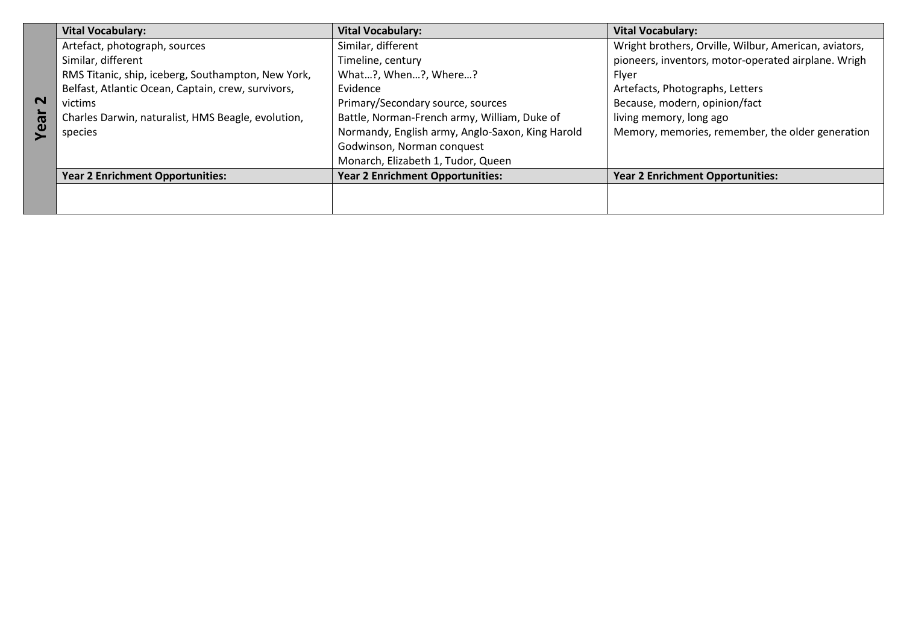| | | | |
|---|---|---|---|
| **Year 2** | **Vital Vocabulary:** | **Vital Vocabulary:** | **Vital Vocabulary:** |
| | Artefact, photograph, sources<br>Similar, different<br>RMS Titanic, ship, iceberg, Southampton, New York, Belfast, Atlantic Ocean, Captain, crew, survivors, victims<br>Charles Darwin, naturalist, HMS Beagle, evolution, species | Similar, different<br>Timeline, century<br>What…?, When…?, Where…?<br>Evidence<br>Primary/Secondary source, sources<br>Battle, Norman-French army, William, Duke of Normandy, English army, Anglo-Saxon, King Harold Godwinson, Norman conquest<br>Monarch, Elizabeth 1, Tudor, Queen | Wright brothers, Orville, Wilbur, American, aviators, pioneers, inventors, motor-operated airplane. Wrigh Flyer<br>Artefacts, Photographs, Letters<br>Because, modern, opinion/fact<br>living memory, long ago<br>Memory, memories, remember, the older generation |
| | **Year 2 Enrichment Opportunities:** | **Year 2 Enrichment Opportunities:** | **Year 2 Enrichment Opportunities:** |
| | | | |